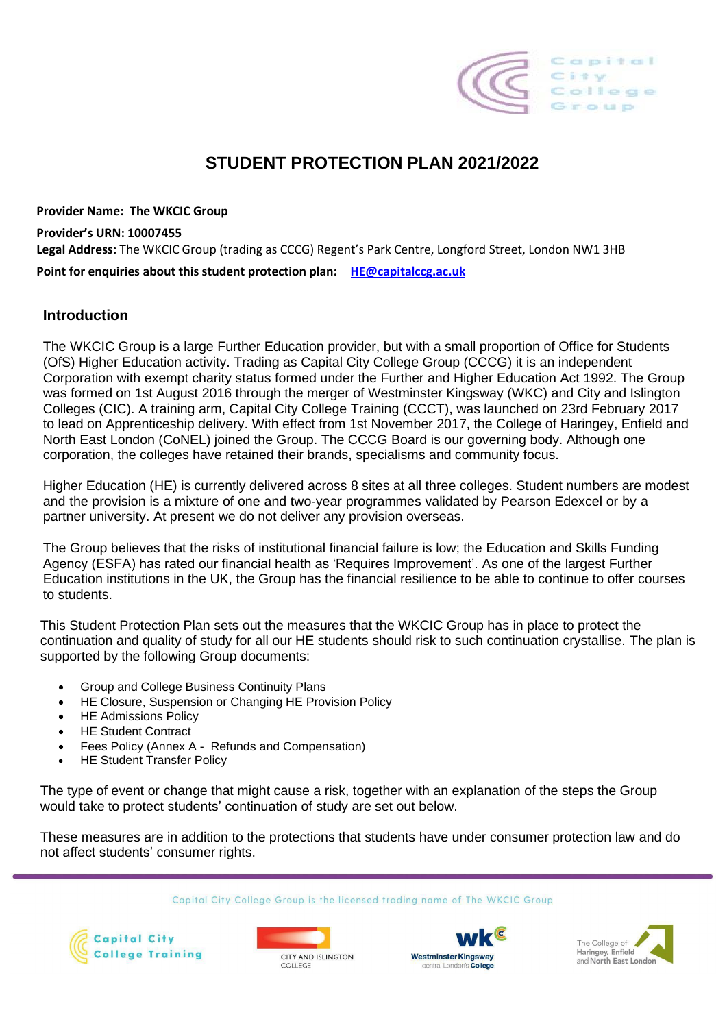# STUDENT PROTECTION PLAN 2021/2022

**Provider Name: The WKCIC Group**

**Provider's URN: 10007455**

**Legal Address:** The WKCIC Group (trading as CCCG) Regent's Park Centre, Longford Street, London NW1 3HB

**Point for enquiries about this student protection plan:** HE@capitalccg.ac.uk

## Introduction

The WKCIC Group is a large Further Education provider, but with a small proportion of Office for Students (OfS) Higher Education activity. Trading as Capital City College Group (CCCG) it is an independent Corporation with exempt charity status formed under the Further and Higher Education Act 1992. The Group was formed on 1st August 2016 through the merger of Westminster Kingsway (WKC) and City and Islington Colleges (CIC). A training arm, Capital City College Training (CCCT), was launched on 23rd February 2017 to lead on Apprenticeship delivery. With effect from 1st November 2017, the College of Haringey, Enfield and North East London (CoNEL) joined the Group. The CCCG Board is our governing body. Although one corporation, the colleges have retained their brands, specialisms and community focus.

Higher Education (HE) is currently delivered across 8 sites at all three colleges. Student numbers are modest and the provision is a mixture of one and two-year programmes validated by Pearson Edexcel or by a partner university. At present we do not deliver any provision overseas.

The Group believes that the risks of institutional financial failure is low; the Education and Skills Funding Agency (ESFA) has rated our financial health as 'Requires Improvement'. As one of the largest Further Education institutions in the UK, the Group has the financial resilience to be able to continue to offer courses to students.

This Student Protection Plan sets out the measures that the WKCIC Group has in place to protect the continuation and quality of study for all our HE students should risk to such continuation crystallise. The plan is supported by the following Group documents:

- Group and College Business Continuity Plans
- HE Closure, Suspension or Changing HE Provision Policy
- HE Admissions Policy
- HE Student Contract
- Fees Policy (Annex A - Refunds and Compensation)
- HE Student Transfer Policy

The type of event or change that might cause a risk, together with an explanation of the steps the Group would take to protect students' continuation of study are set out below.

These measures are in addition to the protections that students have under consumer protection law and do not affect students' consumer rights.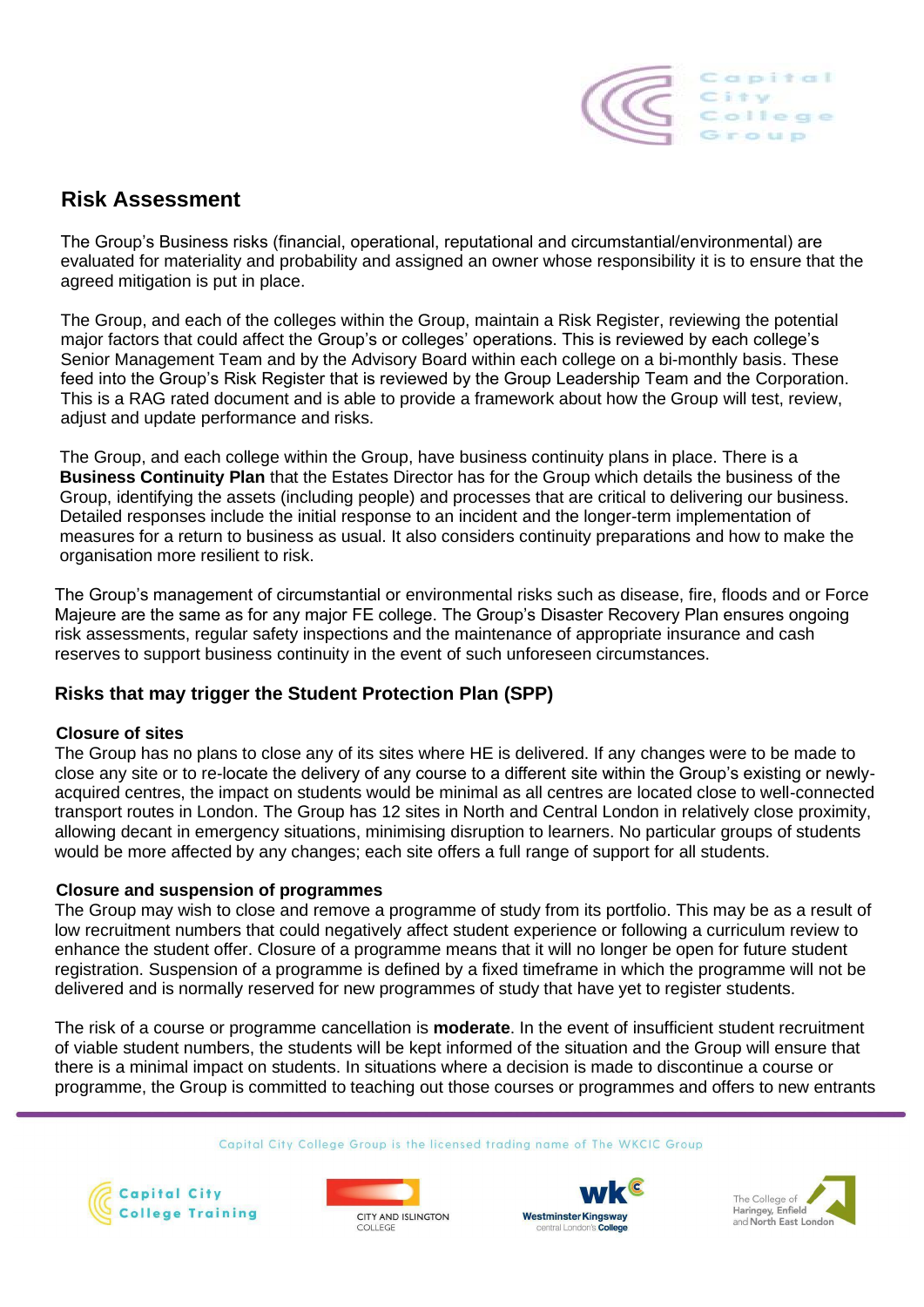## Risk Assessment

The Group's Business risks (financial, operational, reputational and circumstantial/environmental) are evaluated for materiality and probability and assigned an owner whose responsibility it is to ensure that the agreed mitigation is put in place.

The Group, and each of the colleges within the Group, maintain a Risk Register, reviewing the potential major factors that could affect the Group's or colleges' operations. This is reviewed by each college's Senior Management Team and by the Advisory Board within each college on a bi-monthly basis. These feed into the Group's Risk Register that is reviewed by the Group Leadership Team and the Corporation. This is a RAG rated document and is able to provide a framework about how the Group will test, review, adjust and update performance and risks.

The Group, and each college within the Group, have business continuity plans in place. There is a **Business Continuity Plan** that the Estates Director has for the Group which details the business of the Group, identifying the assets (including people) and processes that are critical to delivering our business. Detailed responses include the initial response to an incident and the longer-term implementation of measures for a return to business as usual. It also considers continuity preparations and how to make the organisation more resilient to risk.

The Group's management of circumstantial or environmental risks such as disease, fire, floods and or Force Majeure are the same as for any major FE college. The Group's Disaster Recovery Plan ensures ongoing risk assessments, regular safety inspections and the maintenance of appropriate insurance and cash reserves to support business continuity in the event of such unforeseen circumstances.

### Risks that may trigger the Student Protection Plan (SPP)

**Closure of sites**

The Group has no plans to close any of its sites where HE is delivered. If any changes were to be made to close any site or to re-locate the delivery of any course to a different site within the Group's existing or newly-acquired centres, the impact on students would be minimal as all centres are located close to well-connected transport routes in London. The Group has 12 sites in North and Central London in relatively close proximity, allowing decant in emergency situations, minimising disruption to learners. No particular groups of students would be more affected by any changes; each site offers a full range of support for all students.

**Closure and suspension of programmes**

The Group may wish to close and remove a programme of study from its portfolio. This may be as a result of low recruitment numbers that could negatively affect student experience or following a curriculum review to enhance the student offer. Closure of a programme means that it will no longer be open for future student registration. Suspension of a programme is defined by a fixed timeframe in which the programme will not be delivered and is normally reserved for new programmes of study that have yet to register students.

The risk of a course or programme cancellation is **moderate**. In the event of insufficient student recruitment of viable student numbers, the students will be kept informed of the situation and the Group will ensure that there is a minimal impact on students. In situations where a decision is made to discontinue a course or programme, the Group is committed to teaching out those courses or programmes and offers to new entrants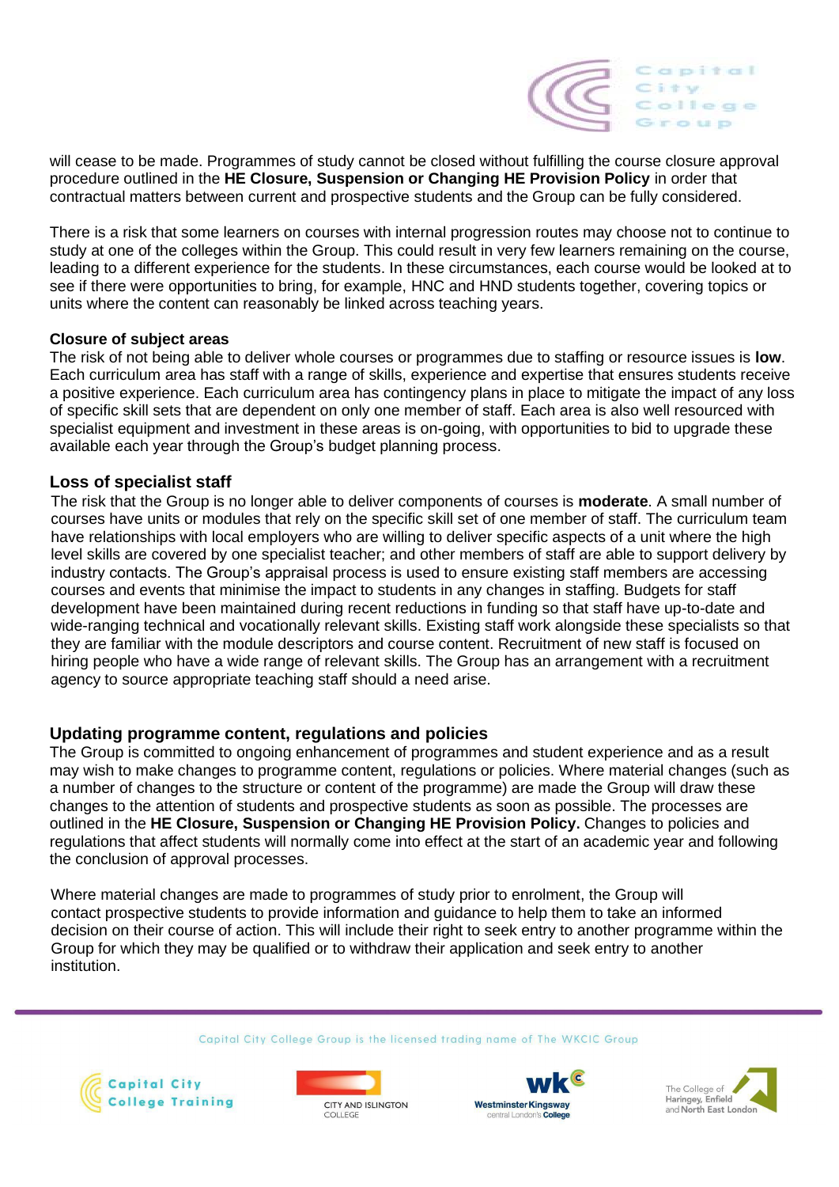will cease to be made. Programmes of study cannot be closed without fulfilling the course closure approval procedure outlined in the **HE Closure, Suspension or Changing HE Provision Policy** in order that contractual matters between current and prospective students and the Group can be fully considered.

There is a risk that some learners on courses with internal progression routes may choose not to continue to study at one of the colleges within the Group. This could result in very few learners remaining on the course, leading to a different experience for the students. In these circumstances, each course would be looked at to see if there were opportunities to bring, for example, HNC and HND students together, covering topics or units where the content can reasonably be linked across teaching years.

**Closure of subject areas**

The risk of not being able to deliver whole courses or programmes due to staffing or resource issues is **low**. Each curriculum area has staff with a range of skills, experience and expertise that ensures students receive a positive experience. Each curriculum area has contingency plans in place to mitigate the impact of any loss of specific skill sets that are dependent on only one member of staff. Each area is also well resourced with specialist equipment and investment in these areas is on-going, with opportunities to bid to upgrade these available each year through the Group's budget planning process.

## Loss of specialist staff

The risk that the Group is no longer able to deliver components of courses is **moderate**. A small number of courses have units or modules that rely on the specific skill set of one member of staff. The curriculum team have relationships with local employers who are willing to deliver specific aspects of a unit where the high level skills are covered by one specialist teacher; and other members of staff are able to support delivery by industry contacts. The Group's appraisal process is used to ensure existing staff members are accessing courses and events that minimise the impact to students in any changes in staffing. Budgets for staff development have been maintained during recent reductions in funding so that staff have up-to-date and wide-ranging technical and vocationally relevant skills. Existing staff work alongside these specialists so that they are familiar with the module descriptors and course content. Recruitment of new staff is focused on hiring people who have a wide range of relevant skills. The Group has an arrangement with a recruitment agency to source appropriate teaching staff should a need arise.

## Updating programme content, regulations and policies

The Group is committed to ongoing enhancement of programmes and student experience and as a result may wish to make changes to programme content, regulations or policies. Where material changes (such as a number of changes to the structure or content of the programme) are made the Group will draw these changes to the attention of students and prospective students as soon as possible. The processes are outlined in the **HE Closure, Suspension or Changing HE Provision Policy.** Changes to policies and regulations that affect students will normally come into effect at the start of an academic year and following the conclusion of approval processes.

Where material changes are made to programmes of study prior to enrolment, the Group will contact prospective students to provide information and guidance to help them to take an informed decision on their course of action. This will include their right to seek entry to another programme within the Group for which they may be qualified or to withdraw their application and seek entry to another institution.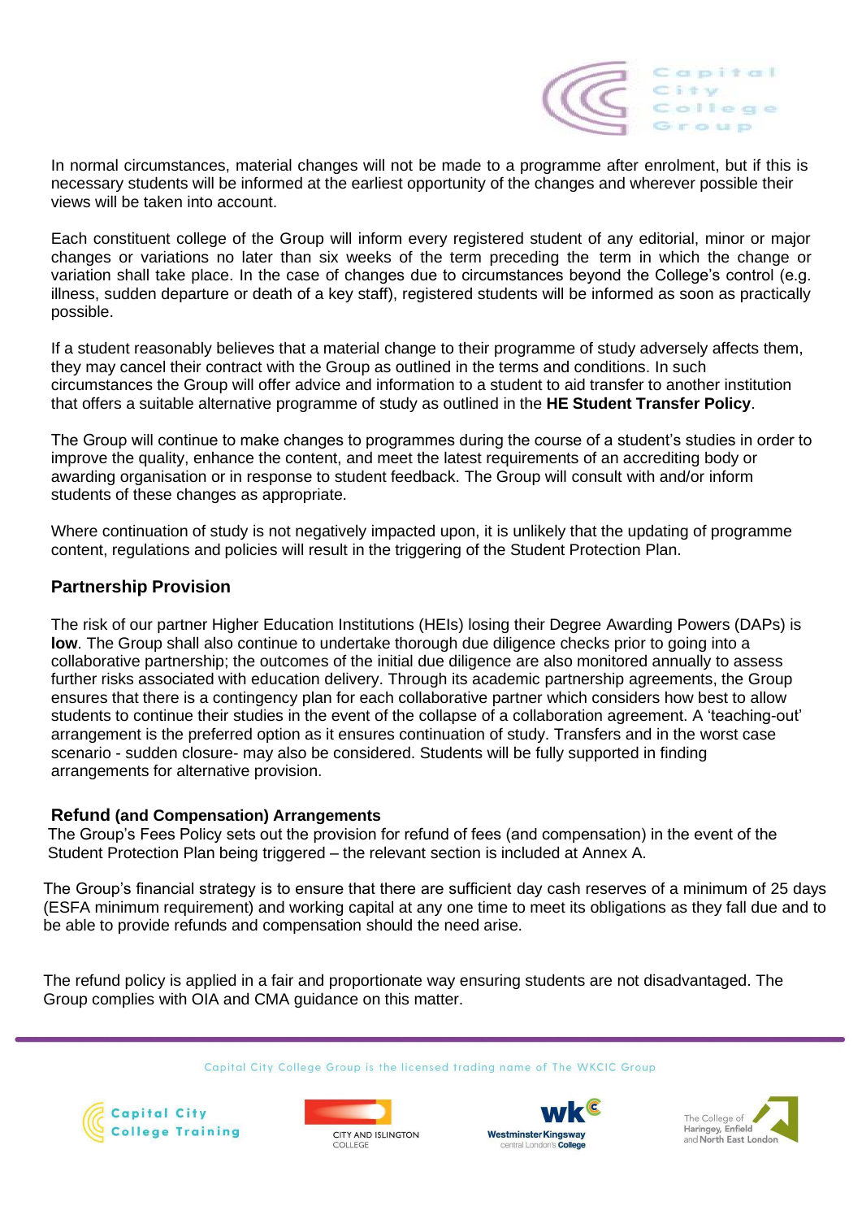In normal circumstances, material changes will not be made to a programme after enrolment, but if this is necessary students will be informed at the earliest opportunity of the changes and wherever possible their views will be taken into account.

Each constituent college of the Group will inform every registered student of any editorial, minor or major changes or variations no later than six weeks of the term preceding the term in which the change or variation shall take place. In the case of changes due to circumstances beyond the College's control (e.g. illness, sudden departure or death of a key staff), registered students will be informed as soon as practically possible.

If a student reasonably believes that a material change to their programme of study adversely affects them, they may cancel their contract with the Group as outlined in the terms and conditions. In such circumstances the Group will offer advice and information to a student to aid transfer to another institution that offers a suitable alternative programme of study as outlined in the **HE Student Transfer Policy**.

The Group will continue to make changes to programmes during the course of a student's studies in order to improve the quality, enhance the content, and meet the latest requirements of an accrediting body or awarding organisation or in response to student feedback. The Group will consult with and/or inform students of these changes as appropriate.

Where continuation of study is not negatively impacted upon, it is unlikely that the updating of programme content, regulations and policies will result in the triggering of the Student Protection Plan.

## Partnership Provision

The risk of our partner Higher Education Institutions (HEIs) losing their Degree Awarding Powers (DAPs) is **low**. The Group shall also continue to undertake thorough due diligence checks prior to going into a collaborative partnership; the outcomes of the initial due diligence are also monitored annually to assess further risks associated with education delivery. Through its academic partnership agreements, the Group ensures that there is a contingency plan for each collaborative partner which considers how best to allow students to continue their studies in the event of the collapse of a collaboration agreement. A 'teaching-out' arrangement is the preferred option as it ensures continuation of study. Transfers and in the worst case scenario - sudden closure- may also be considered. Students will be fully supported in finding arrangements for alternative provision.

## Refund (and Compensation) Arrangements

The Group's Fees Policy sets out the provision for refund of fees (and compensation) in the event of the Student Protection Plan being triggered – the relevant section is included at Annex A.

The Group's financial strategy is to ensure that there are sufficient day cash reserves of a minimum of 25 days (ESFA minimum requirement) and working capital at any one time to meet its obligations as they fall due and to be able to provide refunds and compensation should the need arise.

The refund policy is applied in a fair and proportionate way ensuring students are not disadvantaged. The Group complies with OIA and CMA guidance on this matter.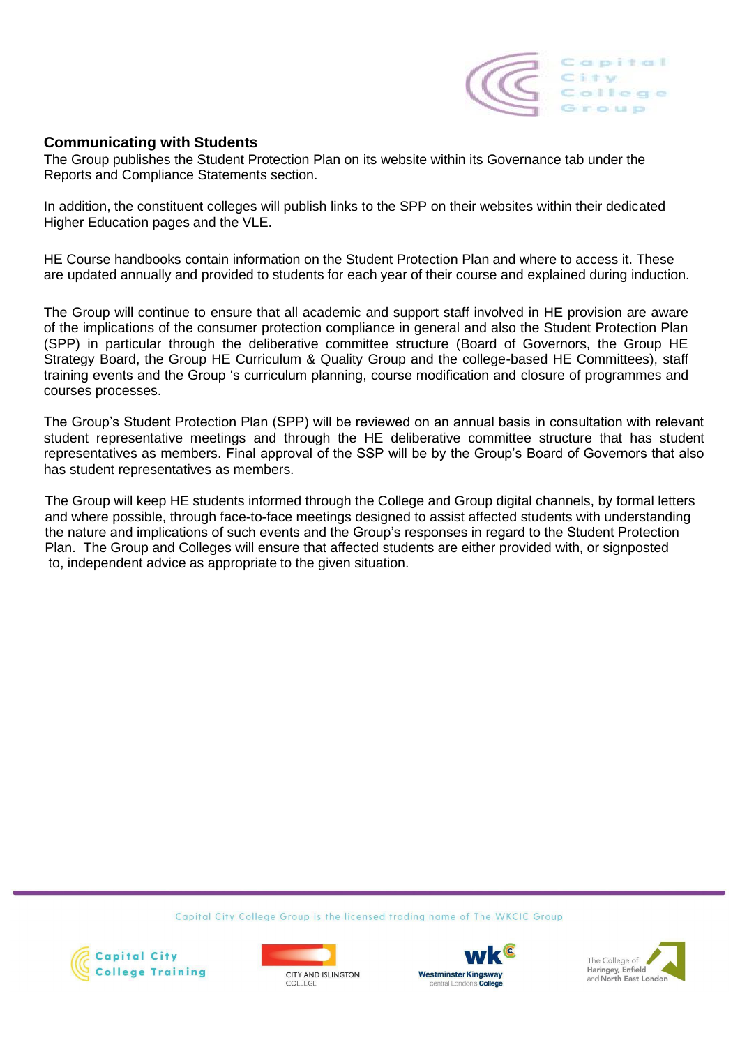## Communicating with Students

The Group publishes the Student Protection Plan on its website within its Governance tab under the Reports and Compliance Statements section.

In addition, the constituent colleges will publish links to the SPP on their websites within their dedicated Higher Education pages and the VLE.

HE Course handbooks contain information on the Student Protection Plan and where to access it. These are updated annually and provided to students for each year of their course and explained during induction.

The Group will continue to ensure that all academic and support staff involved in HE provision are aware of the implications of the consumer protection compliance in general and also the Student Protection Plan (SPP) in particular through the deliberative committee structure (Board of Governors, the Group HE Strategy Board, the Group HE Curriculum & Quality Group and the college-based HE Committees), staff training events and the Group 's curriculum planning, course modification and closure of programmes and courses processes.

The Group's Student Protection Plan (SPP) will be reviewed on an annual basis in consultation with relevant student representative meetings and through the HE deliberative committee structure that has student representatives as members. Final approval of the SSP will be by the Group's Board of Governors that also has student representatives as members.

The Group will keep HE students informed through the College and Group digital channels, by formal letters and where possible, through face-to-face meetings designed to assist affected students with understanding the nature and implications of such events and the Group's responses in regard to the Student Protection Plan. The Group and Colleges will ensure that affected students are either provided with, or signposted to, independent advice as appropriate to the given situation.

Capital City College Group is the licensed trading name of The WKCIC Group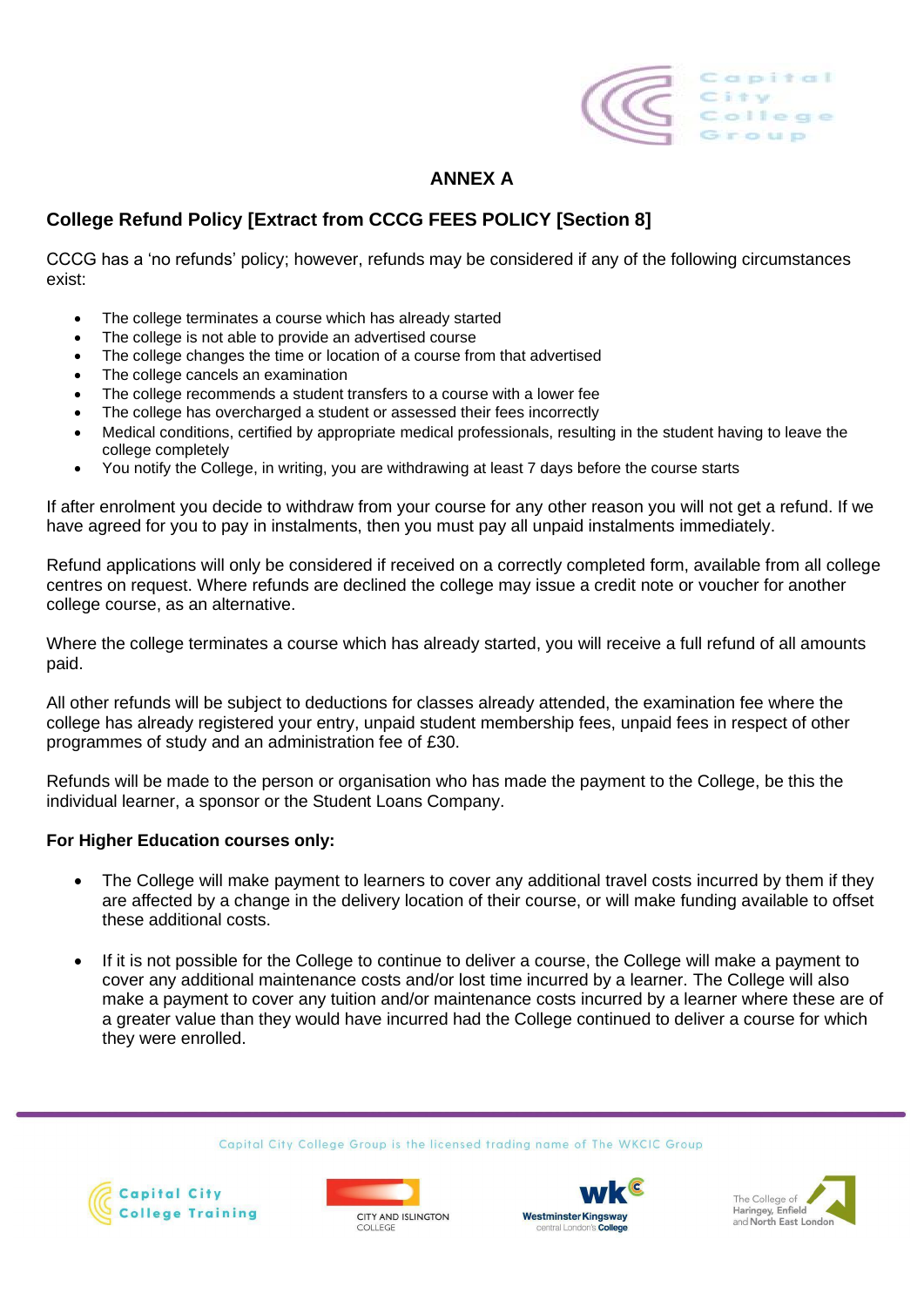## ANNEX A

### College Refund Policy [Extract from CCCG FEES POLICY [Section 8]

CCCG has a 'no refunds' policy; however, refunds may be considered if any of the following circumstances exist:

- The college terminates a course which has already started
- The college is not able to provide an advertised course
- The college changes the time or location of a course from that advertised
- The college cancels an examination
- The college recommends a student transfers to a course with a lower fee
- The college has overcharged a student or assessed their fees incorrectly
- Medical conditions, certified by appropriate medical professionals, resulting in the student having to leave the college completely
- You notify the College, in writing, you are withdrawing at least 7 days before the course starts

If after enrolment you decide to withdraw from your course for any other reason you will not get a refund. If we have agreed for you to pay in instalments, then you must pay all unpaid instalments immediately.

Refund applications will only be considered if received on a correctly completed form, available from all college centres on request. Where refunds are declined the college may issue a credit note or voucher for another college course, as an alternative.

Where the college terminates a course which has already started, you will receive a full refund of all amounts paid.

All other refunds will be subject to deductions for classes already attended, the examination fee where the college has already registered your entry, unpaid student membership fees, unpaid fees in respect of other programmes of study and an administration fee of £30.

Refunds will be made to the person or organisation who has made the payment to the College, be this the individual learner, a sponsor or the Student Loans Company.

**For Higher Education courses only:**

- The College will make payment to learners to cover any additional travel costs incurred by them if they are affected by a change in the delivery location of their course, or will make funding available to offset these additional costs.

- If it is not possible for the College to continue to deliver a course, the College will make a payment to cover any additional maintenance costs and/or lost time incurred by a learner. The College will also make a payment to cover any tuition and/or maintenance costs incurred by a learner where these are of a greater value than they would have incurred had the College continued to deliver a course for which they were enrolled.